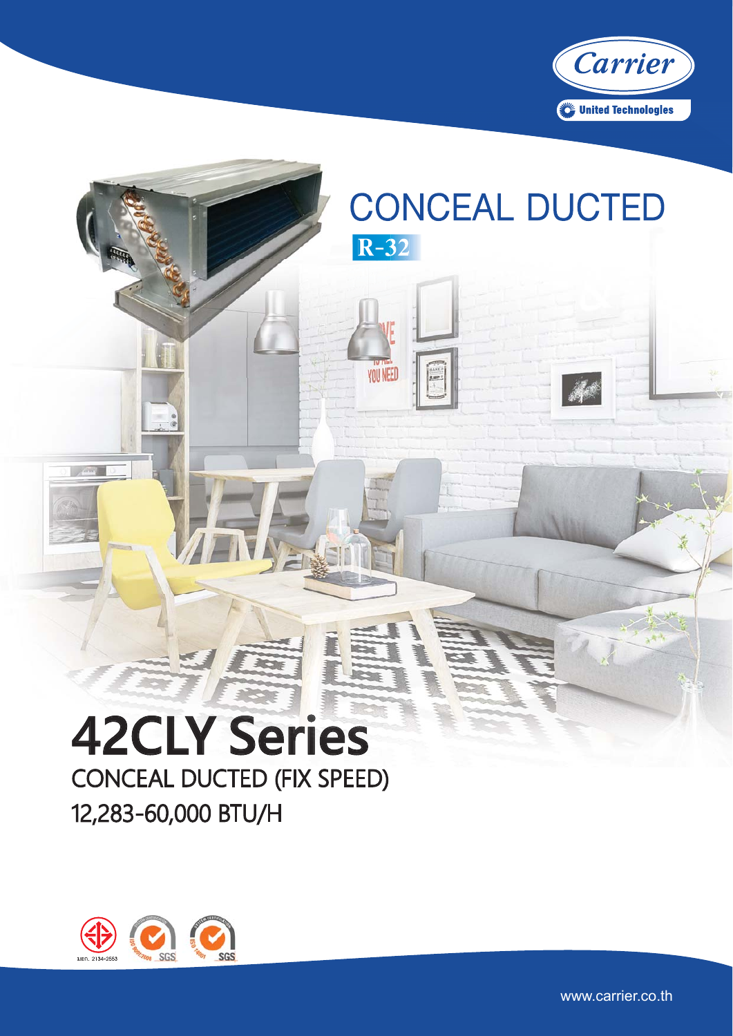Carrier

United Technologies

# CONCEAL DUCTED

R-32

# 42CLY Series

## CONCEAL DUCTED (FIX SPEED)

## 12,283-60,000 BTU/H

มอก. 2134-2553

www.carrier.co.th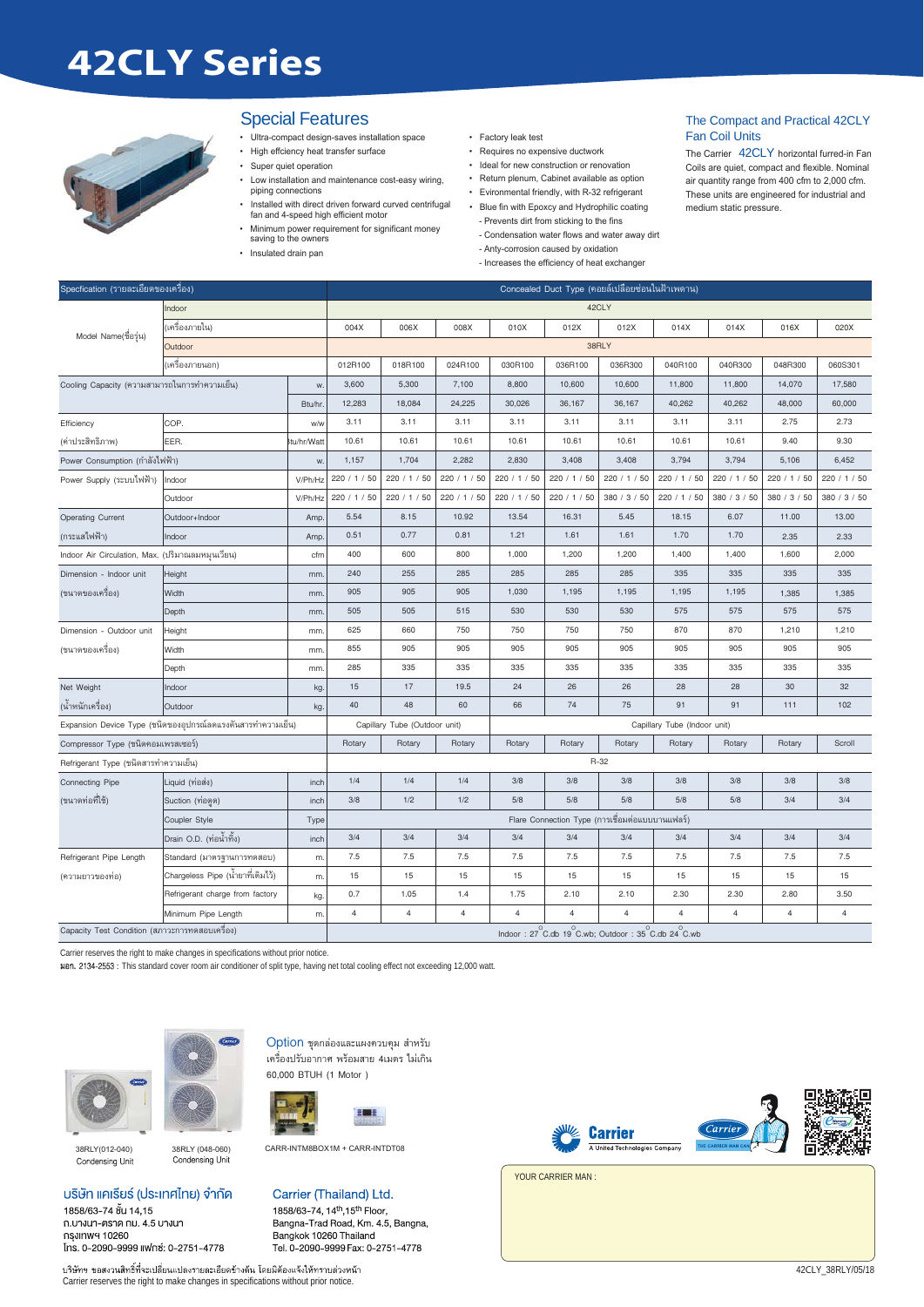# 42CLY Series

## Special Features

- Ultra-compact design-saves installation space
- High effciency heat transfer surface
- Super quiet operation
- Low installation and maintenance cost-easy wiring, piping connections
- Installed with direct driven forward curved centrifugal fan and 4-speed high efficient motor
- Minimum power requirement for significant money saving to the owners
- Insulated drain pan
- Factory leak test
- Requires no expensive ductwork
- Ideal for new construction or renovation
- Return plenum, Cabinet available as option
- Evironmental friendly, with R-32 refrigerant
- Blue fin with Epoxcy and Hydrophilic coating
  - Prevents dirt from sticking to the fins
  - Condensation water flows and water away dirt
  - Anty-corrosion caused by oxidation
  - Increases the efficiency of heat exchanger

## The Compact and Practical 42CLY Fan Coil Units

The Carrier 42CLY horizontal furred-in Fan Coils are quiet, compact and flexible. Nominal air quantity range from 400 cfm to 2,000 cfm. These units are engineered for industrial and medium static pressure.

| Specfication (รายละเอียดของเครื่อง) | | | Concealed Duct Type (คอยล์เปลือยซ่อนในฝ้าเพดาน) | | | | | | | | | |
|---|---|---|---|---|---|---|---|---|---|---|---|---|
| Model Name(ชื่อรุ่น) | Indoor | | 42CLY | | | | | | | | | |
| | (เครื่องภายใน) | | 004X | 006X | 008X | 010X | 012X | 012X | 014X | 014X | 016X | 020X |
| | Outdoor | | 38RLY | | | | | | | | | |
| | (เครื่องภายนอก) | | 012R100 | 018R100 | 024R100 | 030R100 | 036R100 | 036R300 | 040R100 | 040R300 | 048R300 | 060S301 |
| Cooling Capacity (ความสามารถในการทำความเย็น) | | W. | 3,600 | 5,300 | 7,100 | 8,800 | 10,600 | 10,600 | 11,800 | 11,800 | 14,070 | 17,580 |
| | | Btu/hr. | 12,283 | 18,084 | 24,225 | 30,026 | 36,167 | 36,167 | 40,262 | 40,262 | 48,000 | 60,000 |
| Efficiency | COP. | W/W | 3.11 | 3.11 | 3.11 | 3.11 | 3.11 | 3.11 | 3.11 | 3.11 | 2.75 | 2.73 |
| (ค่าประสิทธิภาพ) | EER. | Btu/hr/Watt | 10.61 | 10.61 | 10.61 | 10.61 | 10.61 | 10.61 | 10.61 | 10.61 | 9.40 | 9.30 |
| Power Consumption (กำลังไฟฟ้า) | | W. | 1,157 | 1,704 | 2,282 | 2,830 | 3,408 | 3,408 | 3,794 | 3,794 | 5,106 | 6,452 |
| Power Supply (ระบบไฟฟ้า) | Indoor | V/Ph/Hz | 220 / 1 / 50 | 220 / 1 / 50 | 220 / 1 / 50 | 220 / 1 / 50 | 220 / 1 / 50 | 220 / 1 / 50 | 220 / 1 / 50 | 220 / 1 / 50 | 220 / 1 / 50 | 220 / 1 / 50 |
| | Outdoor | V/Ph/Hz | 220 / 1 / 50 | 220 / 1 / 50 | 220 / 1 / 50 | 220 / 1 / 50 | 220 / 1 / 50 | 380 / 3 / 50 | 220 / 1 / 50 | 380 / 3 / 50 | 380 / 3 / 50 | 380 / 3 / 50 |
| Operating Current | Outdoor+Indoor | Amp. | 5.54 | 8.15 | 10.92 | 13.54 | 16.31 | 5.45 | 18.15 | 6.07 | 11.00 | 13.00 |
| (กระแสไฟฟ้า) | Indoor | Amp. | 0.51 | 0.77 | 0.81 | 1.21 | 1.61 | 1.61 | 1.70 | 1.70 | 2.35 | 2.33 |
| Indoor Air Circulation, Max. (ปริมาณลมหมุนเวียน) | | cfm | 400 | 600 | 800 | 1,000 | 1,200 | 1,200 | 1,400 | 1,400 | 1,600 | 2,000 |
| Dimension - Indoor unit | Height | mm. | 240 | 255 | 285 | 285 | 285 | 285 | 335 | 335 | 335 | 335 |
| (ขนาดของเครื่อง) | Width | mm. | 905 | 905 | 905 | 1,030 | 1,195 | 1,195 | 1,195 | 1,195 | 1,385 | 1,385 |
| | Depth | mm. | 505 | 505 | 515 | 530 | 530 | 530 | 575 | 575 | 575 | 575 |
| Dimension - Outdoor unit | Height | mm. | 625 | 660 | 750 | 750 | 750 | 750 | 870 | 870 | 1,210 | 1,210 |
| (ขนาดของเครื่อง) | Width | mm. | 855 | 905 | 905 | 905 | 905 | 905 | 905 | 905 | 905 | 905 |
| | Depth | mm. | 285 | 335 | 335 | 335 | 335 | 335 | 335 | 335 | 335 | 335 |
| Net Weight | Indoor | kg. | 15 | 17 | 19.5 | 24 | 26 | 26 | 28 | 28 | 30 | 32 |
| (น้ำหนักเครื่อง) | Outdoor | kg. | 40 | 48 | 60 | 66 | 74 | 75 | 91 | 91 | 111 | 102 |
| Expansion Device Type (ชนิดของอุปกรณ์ลดแรงดันสารทำความเย็น) | | | Capillary Tube (Outdoor unit) | | | Capillary Tube (Indoor unit) | | | | | | |
| Compressor Type (ชนิดคอมเพรสเซอร์) | | | Rotary | Rotary | Rotary | Rotary | Rotary | Rotary | Rotary | Rotary | Rotary | Scroll |
| Refrigerant Type (ชนิดสารทำความเย็น) | | | R-32 | | | | | | | | | |
| Connecting Pipe | Liquid (ท่อส่ง) | inch | 1/4 | 1/4 | 1/4 | 3/8 | 3/8 | 3/8 | 3/8 | 3/8 | 3/8 | 3/8 |
| (ขนาดท่อที่ใช้) | Suction (ท่อดูด) | inch | 3/8 | 1/2 | 1/2 | 5/8 | 5/8 | 5/8 | 5/8 | 5/8 | 3/4 | 3/4 |
| | Coupler Style | Type | Flare Connection Type (การเชื่อมต่อแบบบานแฟลร์) | | | | | | | | | |
| | Drain O.D. (ท่อน้ำทิ้ง) | inch | 3/4 | 3/4 | 3/4 | 3/4 | 3/4 | 3/4 | 3/4 | 3/4 | 3/4 | 3/4 |
| Refrigerant Pipe Length | Standard (มาตรฐานการทดสอบ) | m. | 7.5 | 7.5 | 7.5 | 7.5 | 7.5 | 7.5 | 7.5 | 7.5 | 7.5 | 7.5 |
| (ความยาวของท่อ) | Chargeless Pipe (น้ำยาที่เติมไว้) | m. | 15 | 15 | 15 | 15 | 15 | 15 | 15 | 15 | 15 | 15 |
| | Refrigerant charge from factory | kg. | 0.7 | 1.05 | 1.4 | 1.75 | 2.10 | 2.10 | 2.30 | 2.30 | 2.80 | 3.50 |
| | Minimum Pipe Length | m. | 4 | 4 | 4 | 4 | 4 | 4 | 4 | 4 | 4 | 4 |
| Capacity Test Condition (สภาวะการทดสอบเครื่อง) | | | Indoor : 27 °C.db 19 °C.wb; Outdoor : 35 °C.db 24 °C.wb | | | | | | | | | |

Carrier reserves the right to make changes in specifications without prior notice.

มอก. 2134-2553 : This standard cover room air conditioner of split type, having net total cooling effect not exceeding 12,000 watt.

38RLY(012-040) Condensing Unit

38RLY (048-060) Condensing Unit

Option ชุดกล่องและแผงควบคุม สำหรับเครื่องปรับอากาศ พร้อมสาย 4เมตร ไม่เกิน 60,000 BTUH (1 Motor )

CARR-INTM8BOX1M + CARR-INTDT08

YOUR CARRIER MAN :

## บริษัท แคเรียร์ (ประเทศไทย) จำกัด

1858/63-74 ชั้น 14,15
ถ.บางนา-ตราด กม. 4.5 บางนา
กรุงเทพฯ 10260
โทร. 0-2090-9999 แฟกซ์: 0-2751-4778

## Carrier (Thailand) Ltd.

1858/63-74, 14th,15th Floor,
Bangna-Trad Road, Km. 4.5, Bangna,
Bangkok 10260 Thailand
Tel. 0-2090-9999 Fax: 0-2751-4778

บริษัทฯ ขอสงวนสิทธิ์ที่จะเปลี่ยนแปลงรายละเอียดข้างต้น โดยมิต้องแจ้งให้ทราบล่วงหน้า
Carrier reserves the right to make changes in specifications without prior notice.

42CLY_38RLY/05/18